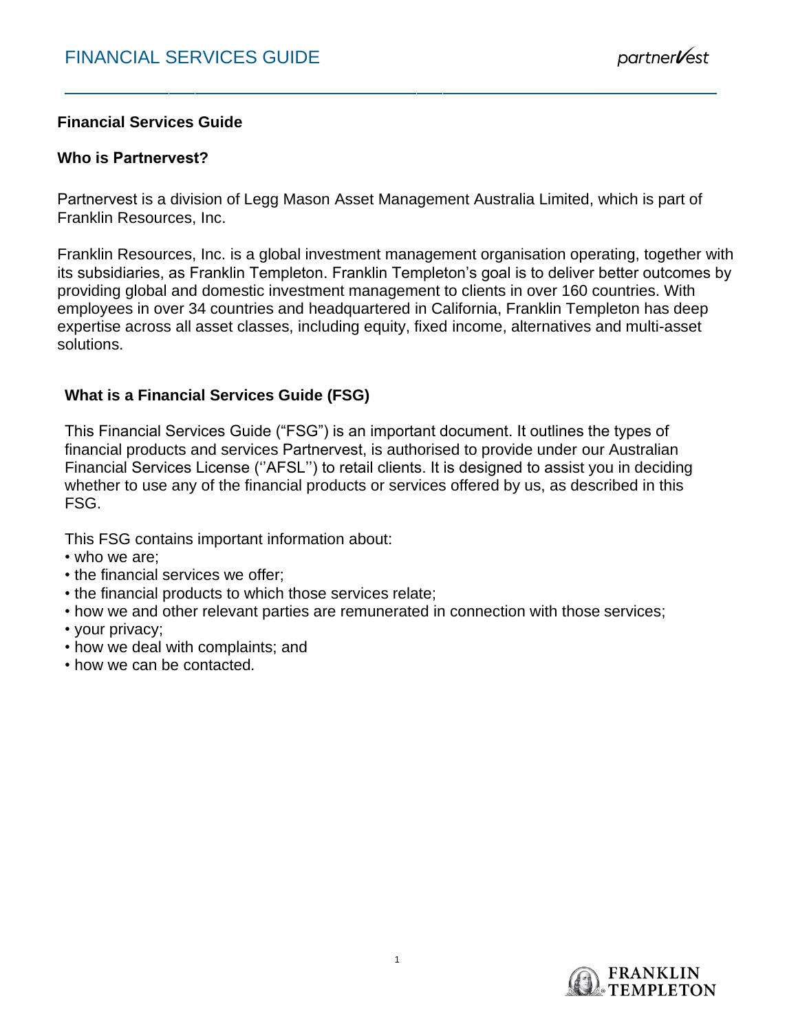# FINANCIAL SERVICES GUIDE

**Financial Services Guide**

**Who is Partnervest?**

Partnervest is a division of Legg Mason Asset Management Australia Limited, which is part of Franklin Resources, Inc.

Franklin Resources, Inc. is a global investment management organisation operating, together with its subsidiaries, as Franklin Templeton. Franklin Templeton's goal is to deliver better outcomes by providing global and domestic investment management to clients in over 160 countries. With employees in over 34 countries and headquartered in California, Franklin Templeton has deep expertise across all asset classes, including equity, fixed income, alternatives and multi-asset solutions.

**What is a Financial Services Guide (FSG)**

This Financial Services Guide ("FSG") is an important document. It outlines the types of financial products and services Partnervest, is authorised to provide under our Australian Financial Services License (''AFSL'') to retail clients. It is designed to assist you in deciding whether to use any of the financial products or services offered by us, as described in this FSG.

This FSG contains important information about:

- who we are;
- the financial services we offer;
- the financial products to which those services relate;
- how we and other relevant parties are remunerated in connection with those services;
- your privacy;
- how we deal with complaints; and
- how we can be contacted.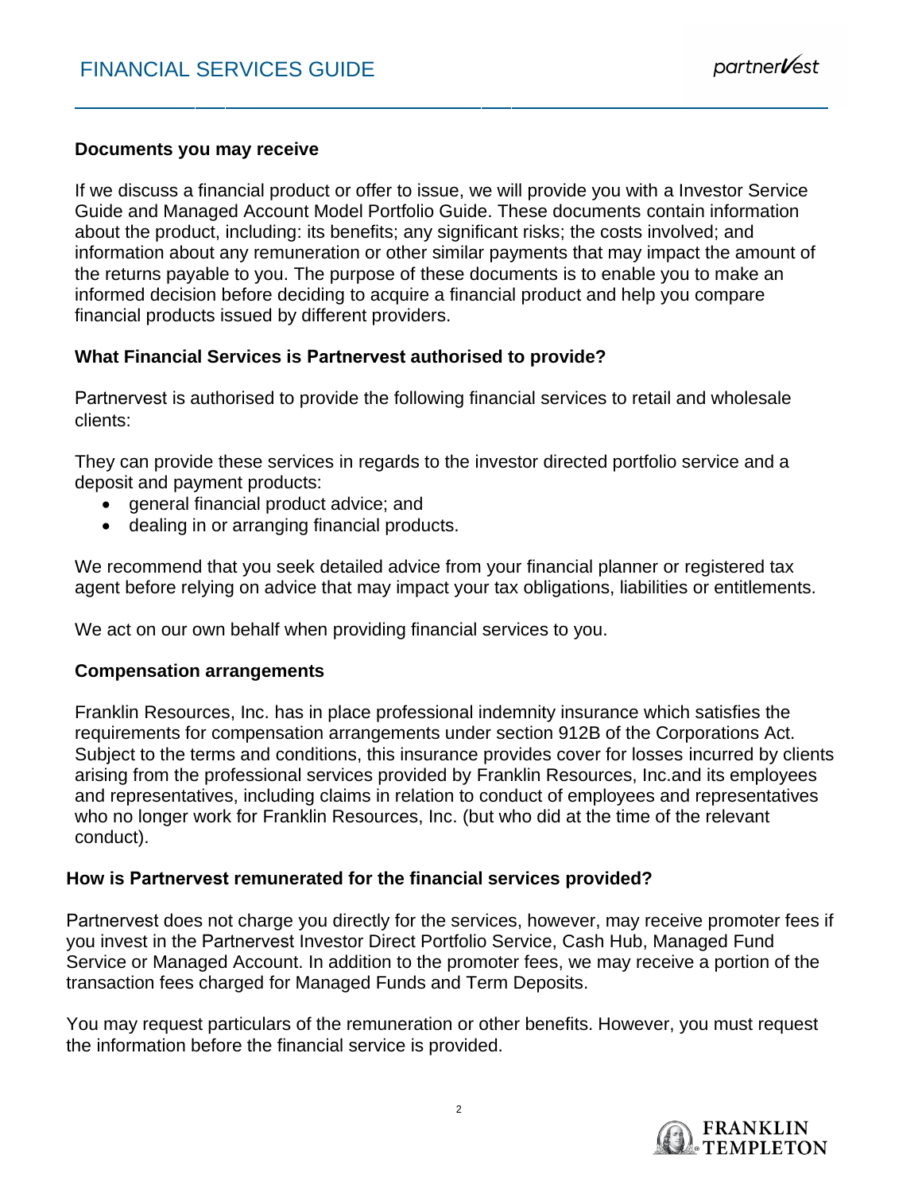### Documents you may receive

If we discuss a financial product or offer to issue, we will provide you with a Investor Service Guide and Managed Account Model Portfolio Guide. These documents contain information about the product, including: its benefits; any significant risks; the costs involved; and information about any remuneration or other similar payments that may impact the amount of the returns payable to you. The purpose of these documents is to enable you to make an informed decision before deciding to acquire a financial product and help you compare financial products issued by different providers.

### What Financial Services is Partnervest authorised to provide?

Partnervest is authorised to provide the following financial services to retail and wholesale clients:

They can provide these services in regards to the investor directed portfolio service and a deposit and payment products:

- general financial product advice; and
- dealing in or arranging financial products.

We recommend that you seek detailed advice from your financial planner or registered tax agent before relying on advice that may impact your tax obligations, liabilities or entitlements.

We act on our own behalf when providing financial services to you.

### Compensation arrangements

Franklin Resources, Inc. has in place professional indemnity insurance which satisfies the requirements for compensation arrangements under section 912B of the Corporations Act. Subject to the terms and conditions, this insurance provides cover for losses incurred by clients arising from the professional services provided by Franklin Resources, Inc.and its employees and representatives, including claims in relation to conduct of employees and representatives who no longer work for Franklin Resources, Inc. (but who did at the time of the relevant conduct).

### How is Partnervest remunerated for the financial services provided?

Partnervest does not charge you directly for the services, however, may receive promoter fees if you invest in the Partnervest Investor Direct Portfolio Service, Cash Hub, Managed Fund Service or Managed Account. In addition to the promoter fees, we may receive a portion of the transaction fees charged for Managed Funds and Term Deposits.

You may request particulars of the remuneration or other benefits. However, you must request the information before the financial service is provided.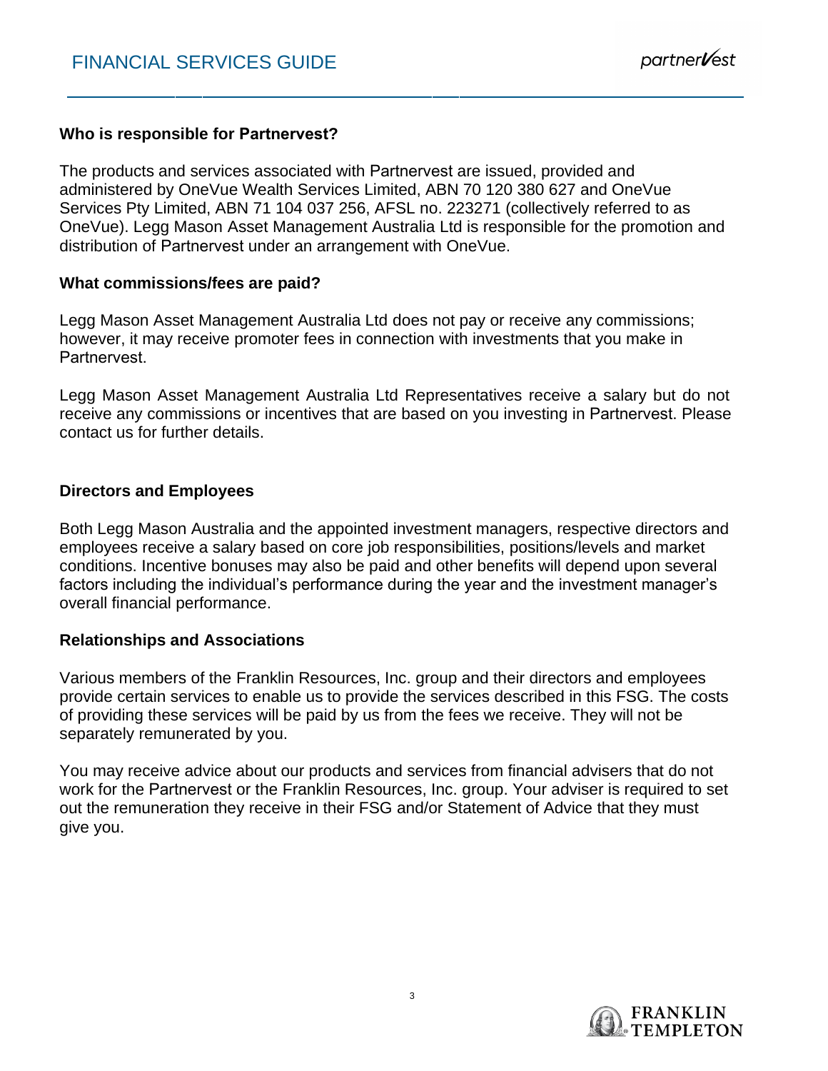### Who is responsible for Partnervest?

The products and services associated with Partnervest are issued, provided and administered by OneVue Wealth Services Limited, ABN 70 120 380 627 and OneVue Services Pty Limited, ABN 71 104 037 256, AFSL no. 223271 (collectively referred to as OneVue). Legg Mason Asset Management Australia Ltd is responsible for the promotion and distribution of Partnervest under an arrangement with OneVue.

### What commissions/fees are paid?

Legg Mason Asset Management Australia Ltd does not pay or receive any commissions; however, it may receive promoter fees in connection with investments that you make in Partnervest.

Legg Mason Asset Management Australia Ltd Representatives receive a salary but do not receive any commissions or incentives that are based on you investing in Partnervest. Please contact us for further details.

### Directors and Employees

Both Legg Mason Australia and the appointed investment managers, respective directors and employees receive a salary based on core job responsibilities, positions/levels and market conditions. Incentive bonuses may also be paid and other benefits will depend upon several factors including the individual's performance during the year and the investment manager's overall financial performance.

### Relationships and Associations

Various members of the Franklin Resources, Inc. group and their directors and employees provide certain services to enable us to provide the services described in this FSG. The costs of providing these services will be paid by us from the fees we receive. They will not be separately remunerated by you.

You may receive advice about our products and services from financial advisers that do not work for the Partnervest or the Franklin Resources, Inc. group. Your adviser is required to set out the remuneration they receive in their FSG and/or Statement of Advice that they must give you.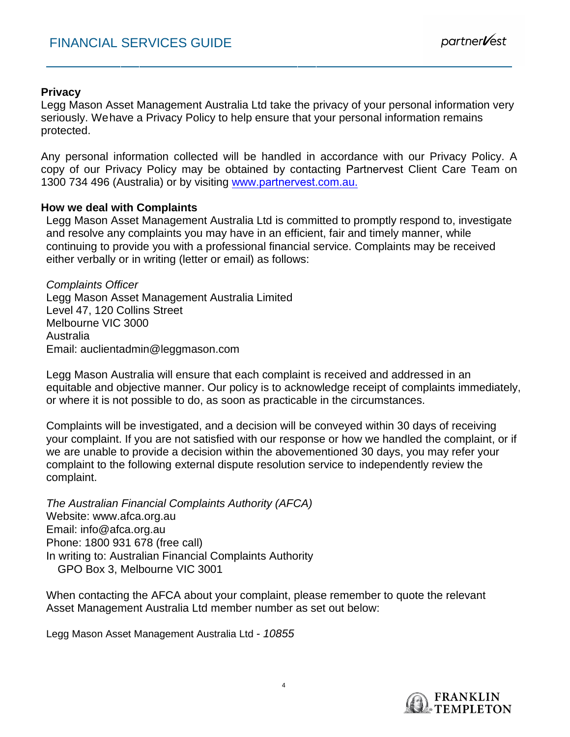**Privacy**

Legg Mason Asset Management Australia Ltd take the privacy of your personal information very seriously. Wehave a Privacy Policy to help ensure that your personal information remains protected.

Any personal information collected will be handled in accordance with our Privacy Policy. A copy of our Privacy Policy may be obtained by contacting Partnervest Client Care Team on 1300 734 496 (Australia) or by visiting [www.partnervest.com.au.](http://www.partnervest.com.au)

**How we deal with Complaints**

Legg Mason Asset Management Australia Ltd is committed to promptly respond to, investigate and resolve any complaints you may have in an efficient, fair and timely manner, while continuing to provide you with a professional financial service. Complaints may be received either verbally or in writing (letter or email) as follows:

*Complaints Officer*
Legg Mason Asset Management Australia Limited
Level 47, 120 Collins Street
Melbourne VIC 3000
Australia
Email: auclientadmin@leggmason.com

Legg Mason Australia will ensure that each complaint is received and addressed in an equitable and objective manner. Our policy is to acknowledge receipt of complaints immediately, or where it is not possible to do, as soon as practicable in the circumstances.

Complaints will be investigated, and a decision will be conveyed within 30 days of receiving your complaint. If you are not satisfied with our response or how we handled the complaint, or if we are unable to provide a decision within the abovementioned 30 days, you may refer your complaint to the following external dispute resolution service to independently review the complaint.

*The Australian Financial Complaints Authority (AFCA)*
Website: www.afca.org.au
Email: info@afca.org.au
Phone: 1800 931 678 (free call)
In writing to: Australian Financial Complaints Authority
GPO Box 3, Melbourne VIC 3001

When contacting the AFCA about your complaint, please remember to quote the relevant Asset Management Australia Ltd member number as set out below:

Legg Mason Asset Management Australia Ltd - *10855*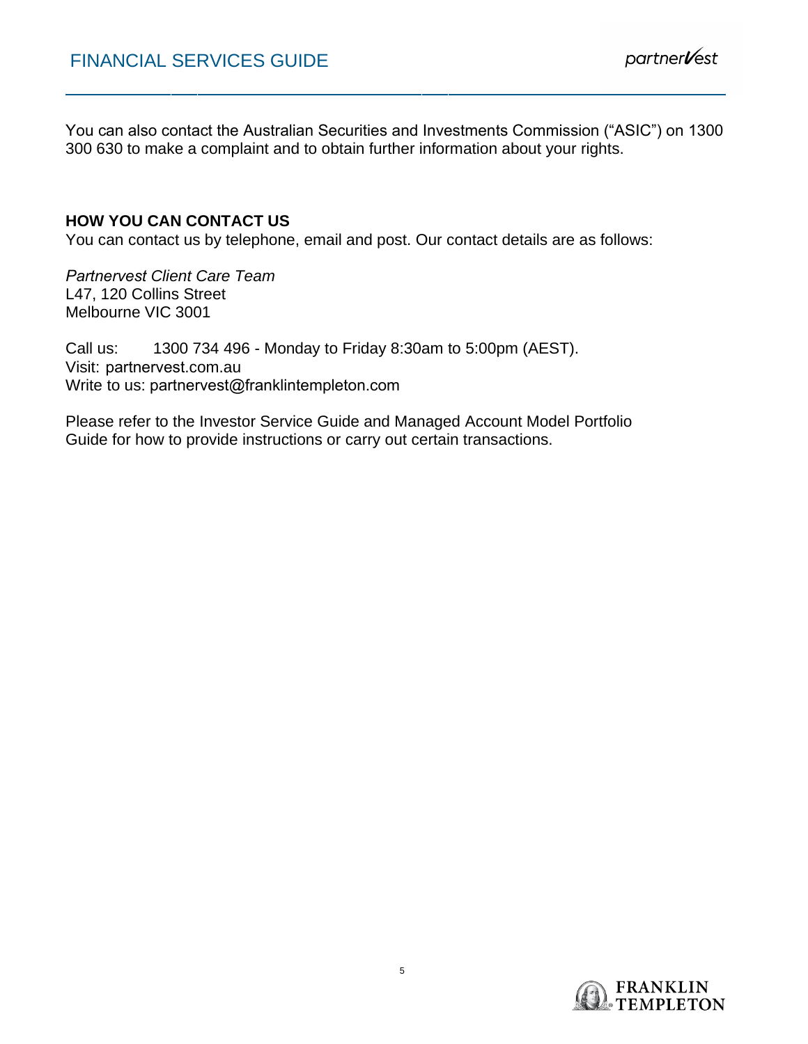You can also contact the Australian Securities and Investments Commission ("ASIC") on 1300 300 630 to make a complaint and to obtain further information about your rights.

**HOW YOU CAN CONTACT US**

You can contact us by telephone, email and post. Our contact details are as follows:

*Partnervest Client Care Team*
L47, 120 Collins Street
Melbourne VIC 3001

Call us: 1300 734 496 - Monday to Friday 8:30am to 5:00pm (AEST).
Visit: partnervest.com.au
Write to us: partnervest@franklintempleton.com

Please refer to the Investor Service Guide and Managed Account Model Portfolio Guide for how to provide instructions or carry out certain transactions.